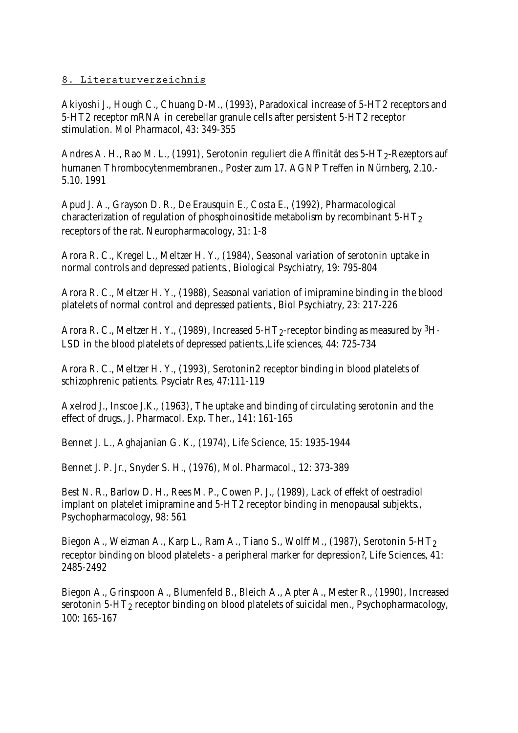## 8. Literaturverzeichnis

Akiyoshi J., Hough C., Chuang D-M., (1993), Paradoxical increase of 5-HT2 receptors and 5-HT2 receptor mRNA in cerebellar granule cells after persistent 5-HT2 receptor stimulation. Mol Pharmacol, 43: 349-355

Andres A. H., Rao M. L., (1991), Serotonin reguliert die Affinität des 5-$HT_2$-Rezeptors auf humanen Thrombocytenmembranen., Poster zum 17. AGNP Treffen in Nürnberg, 2.10.-5.10. 1991

Apud J. A., Grayson D. R., De Erausquin E., Costa E., (1992), Pharmacological characterization of regulation of phosphoinositide metabolism by recombinant 5-$HT_2$ receptors of the rat. Neuropharmacology, 31: 1-8

Arora R. C., Kregel L., Meltzer H. Y., (1984), Seasonal variation of serotonin uptake in normal controls and depressed patients., Biological Psychiatry, 19: 795-804

Arora R. C., Meltzer H. Y., (1988), Seasonal variation of imipramine binding in the blood platelets of normal control and depressed patients., Biol Psychiatry, 23: 217-226

Arora R. C., Meltzer H. Y., (1989), Increased 5-$HT_2$-receptor binding as measured by $^3$H-LSD in the blood platelets of depressed patients.,Life sciences, 44: 725-734

Arora R. C., Meltzer H. Y., (1993), Serotonin2 receptor binding in blood platelets of schizophrenic patients. Psyciatr Res, 47:111-119

Axelrod J., Inscoe J.K., (1963), The uptake and binding of circulating serotonin and the effect of drugs., J. Pharmacol. Exp. Ther., 141: 161-165

Bennet J. L., Aghajanian G. K., (1974), Life Science, 15: 1935-1944

Bennet J. P. Jr., Snyder S. H., (1976), Mol. Pharmacol., 12: 373-389

Best N. R., Barlow D. H., Rees M. P., Cowen P. J., (1989), Lack of effekt of oestradiol implant on platelet imipramine and 5-HT2 receptor binding in menopausal subjekts., Psychopharmacology, 98: 561

Biegon A., Weizman A., Karp L., Ram A., Tiano S., Wolff M., (1987), Serotonin 5-$HT_2$ receptor binding on blood platelets - a peripheral marker for depression?, Life Sciences, 41: 2485-2492

Biegon A., Grinspoon A., Blumenfeld B., Bleich A., Apter A., Mester R., (1990), Increased serotonin 5-$HT_2$ receptor binding on blood platelets of suicidal men., Psychopharmacology, 100: 165-167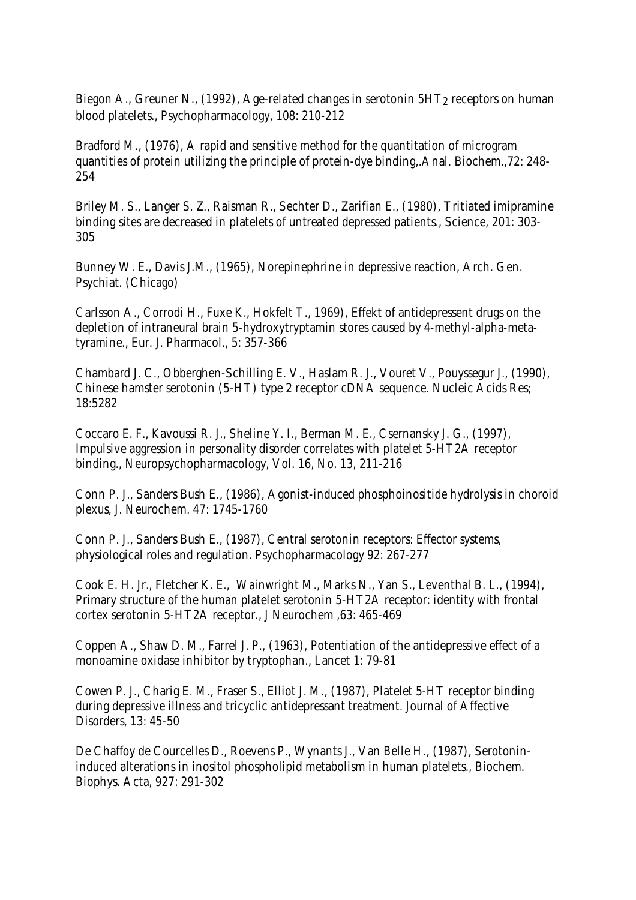Biegon A., Greuner N., (1992), Age-related changes in serotonin $5HT_2$ receptors on human blood platelets., Psychopharmacology, 108: 210-212

Bradford M., (1976), A rapid and sensitive method for the quantitation of microgram quantities of protein utilizing the principle of protein-dye binding,.Anal. Biochem.,72: 248-254

Briley M. S., Langer S. Z., Raisman R., Sechter D., Zarifian E., (1980), Tritiated imipramine binding sites are decreased in platelets of untreated depressed patients., Science, 201: 303-305

Bunney W. E., Davis J.M., (1965), Norepinephrine in depressive reaction, Arch. Gen. Psychiat. (Chicago)

Carlsson A., Corrodi H., Fuxe K., Hokfelt T., 1969), Effekt of antidepressent drugs on the depletion of intraneural brain 5-hydroxytryptamin stores caused by 4-methyl-alpha-meta-tyramine., Eur. J. Pharmacol., 5: 357-366

Chambard J. C., Obberghen-Schilling E. V., Haslam R. J., Vouret V., Pouyssegur J., (1990), Chinese hamster serotonin (5-HT) type 2 receptor cDNA sequence. Nucleic Acids Res; 18:5282

Coccaro E. F., Kavoussi R. J., Sheline Y. I., Berman M. E., Csernansky J. G., (1997), Impulsive aggression in personality disorder correlates with platelet 5-HT2A receptor binding., Neuropsychopharmacology, Vol. 16, No. 13, 211-216

Conn P. J., Sanders Bush E., (1986), Agonist-induced phosphoinositide hydrolysis in choroid plexus, J. Neurochem. 47: 1745-1760

Conn P. J., Sanders Bush E., (1987), Central serotonin receptors: Effector systems, physiological roles and regulation. Psychopharmacology 92: 267-277

Cook E. H. Jr., Fletcher K. E., Wainwright M., Marks N., Yan S., Leventhal B. L., (1994), Primary structure of the human platelet serotonin 5-HT2A receptor: identity with frontal cortex serotonin 5-HT2A receptor., J Neurochem ,63: 465-469

Coppen A., Shaw D. M., Farrel J. P., (1963), Potentiation of the antidepressive effect of a monoamine oxidase inhibitor by tryptophan., Lancet 1: 79-81

Cowen P. J., Charig E. M., Fraser S., Elliot J. M., (1987), Platelet 5-HT receptor binding during depressive illness and tricyclic antidepressant treatment. Journal of Affective Disorders, 13: 45-50

De Chaffoy de Courcelles D., Roevens P., Wynants J., Van Belle H., (1987), Serotonin-induced alterations in inositol phospholipid metabolism in human platelets., Biochem. Biophys. Acta, 927: 291-302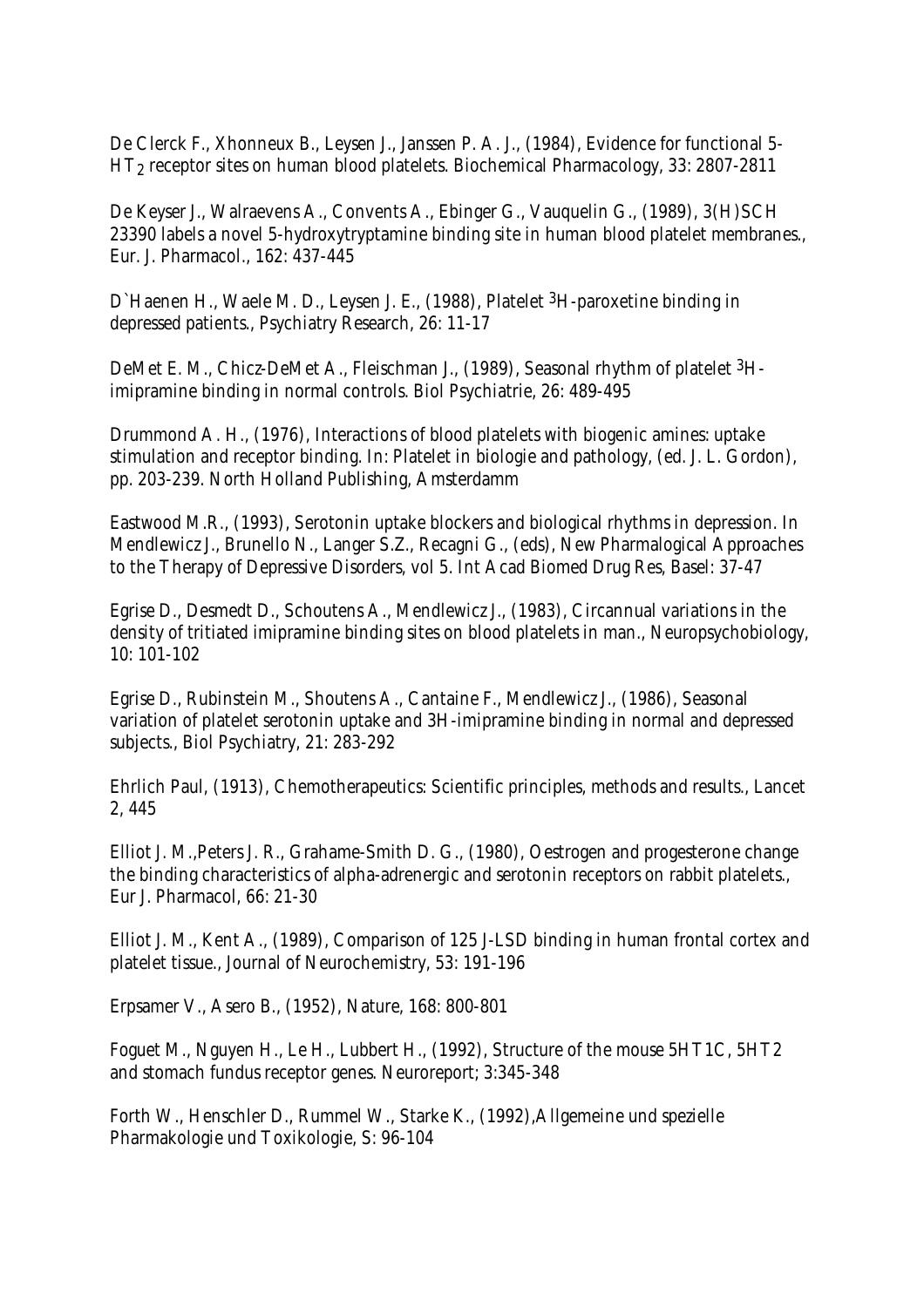De Clerck F., Xhonneux B., Leysen J., Janssen P. A. J., (1984), Evidence for functional 5-$HT_2$ receptor sites on human blood platelets. Biochemical Pharmacology, 33: 2807-2811

De Keyser J., Walraevens A., Convents A., Ebinger G., Vauquelin G., (1989), 3(H)SCH 23390 labels a novel 5-hydroxytryptamine binding site in human blood platelet membranes., Eur. J. Pharmacol., 162: 437-445

D`Haenen H., Waele M. D., Leysen J. E., (1988), Platelet $^3$H-paroxetine binding in depressed patients., Psychiatry Research, 26: 11-17

DeMet E. M., Chicz-DeMet A., Fleischman J., (1989), Seasonal rhythm of platelet $^3$H-imipramine binding in normal controls. Biol Psychiatrie, 26: 489-495

Drummond A. H., (1976), Interactions of blood platelets with biogenic amines: uptake stimulation and receptor binding. In: Platelet in biologie and pathology, (ed. J. L. Gordon), pp. 203-239. North Holland Publishing, Amsterdamm

Eastwood M.R., (1993), Serotonin uptake blockers and biological rhythms in depression. In Mendlewicz J., Brunello N., Langer S.Z., Recagni G., (eds), New Pharmalogical Approaches to the Therapy of Depressive Disorders, vol 5. Int Acad Biomed Drug Res, Basel: 37-47

Egrise D., Desmedt D., Schoutens A., Mendlewicz J., (1983), Circannual variations in the density of tritiated imipramine binding sites on blood platelets in man., Neuropsychobiology, 10: 101-102

Egrise D., Rubinstein M., Shoutens A., Cantaine F., Mendlewicz J., (1986), Seasonal variation of platelet serotonin uptake and 3H-imipramine binding in normal and depressed subjects., Biol Psychiatry, 21: 283-292

Ehrlich Paul, (1913), Chemotherapeutics: Scientific principles, methods and results., Lancet 2, 445

Elliot J. M.,Peters J. R., Grahame-Smith D. G., (1980), Oestrogen and progesterone change the binding characteristics of alpha-adrenergic and serotonin receptors on rabbit platelets., Eur J. Pharmacol, 66: 21-30

Elliot J. M., Kent A., (1989), Comparison of 125 J-LSD binding in human frontal cortex and platelet tissue., Journal of Neurochemistry, 53: 191-196

Erpsamer V., Asero B., (1952), Nature, 168: 800-801

Foguet M., Nguyen H., Le H., Lubbert H., (1992), Structure of the mouse 5HT1C, 5HT2 and stomach fundus receptor genes. Neuroreport; 3:345-348

Forth W., Henschler D., Rummel W., Starke K., (1992),Allgemeine und spezielle Pharmakologie und Toxikologie, S: 96-104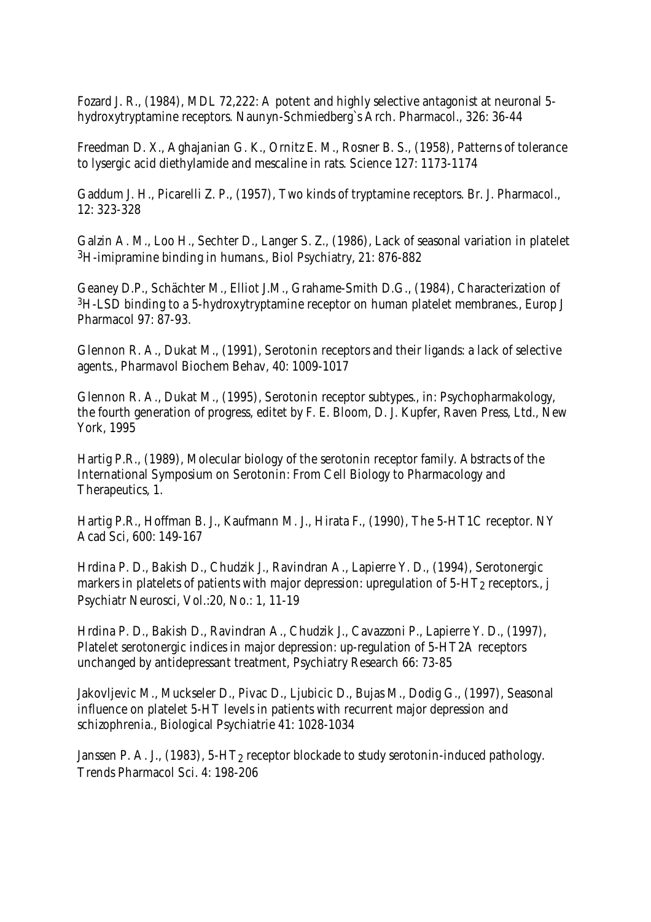Fozard J. R., (1984), MDL 72,222: A potent and highly selective antagonist at neuronal 5-hydroxytryptamine receptors. Naunyn-Schmiedberg`s Arch. Pharmacol., 326: 36-44

Freedman D. X., Aghajanian G. K., Ornitz E. M., Rosner B. S., (1958), Patterns of tolerance to lysergic acid diethylamide and mescaline in rats. Science 127: 1173-1174

Gaddum J. H., Picarelli Z. P., (1957), Two kinds of tryptamine receptors. Br. J. Pharmacol., 12: 323-328

Galzin A. M., Loo H., Sechter D., Langer S. Z., (1986), Lack of seasonal variation in platelet $^3$H-imipramine binding in humans., Biol Psychiatry, 21: 876-882

Geaney D.P., Schächter M., Elliot J.M., Grahame-Smith D.G., (1984), Characterization of $^3$H-LSD binding to a 5-hydroxytryptamine receptor on human platelet membranes., Europ J Pharmacol 97: 87-93.

Glennon R. A., Dukat M., (1991), Serotonin receptors and their ligands: a lack of selective agents., Pharmavol Biochem Behav, 40: 1009-1017

Glennon R. A., Dukat M., (1995), Serotonin receptor subtypes., in: Psychopharmakology, the fourth generation of progress, editet by F. E. Bloom, D. J. Kupfer, Raven Press, Ltd., New York, 1995

Hartig P.R., (1989), Molecular biology of the serotonin receptor family. Abstracts of the International Symposium on Serotonin: From Cell Biology to Pharmacology and Therapeutics, 1.

Hartig P.R., Hoffman B. J., Kaufmann M. J., Hirata F., (1990), The 5-HT1C receptor. NY Acad Sci, 600: 149-167

Hrdina P. D., Bakish D., Chudzik J., Ravindran A., Lapierre Y. D., (1994), Serotonergic markers in platelets of patients with major depression: upregulation of 5-HT$_2$ receptors., j Psychiatr Neurosci, Vol.:20, No.: 1, 11-19

Hrdina P. D., Bakish D., Ravindran A., Chudzik J., Cavazzoni P., Lapierre Y. D., (1997), Platelet serotonergic indices in major depression: up-regulation of 5-HT2A receptors unchanged by antidepressant treatment, Psychiatry Research 66: 73-85

Jakovljevic M., Muckseler D., Pivac D., Ljubicic D., Bujas M., Dodig G., (1997), Seasonal influence on platelet 5-HT levels in patients with recurrent major depression and schizophrenia., Biological Psychiatrie 41: 1028-1034

Janssen P. A. J., (1983), 5-HT$_2$ receptor blockade to study serotonin-induced pathology. Trends Pharmacol Sci. 4: 198-206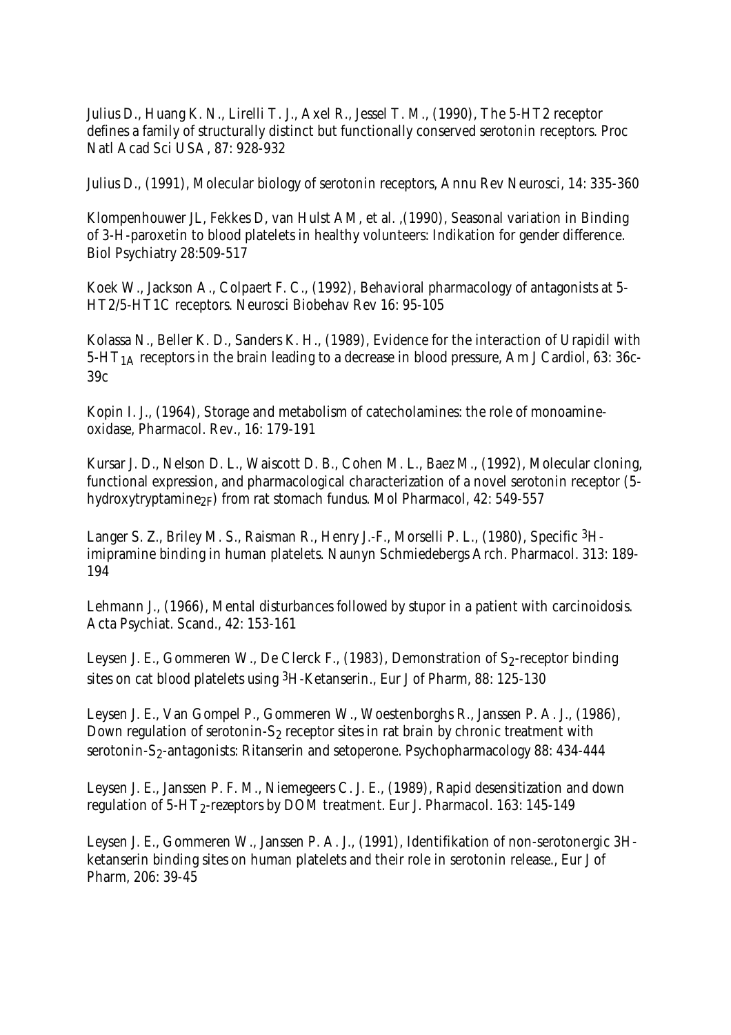Julius D., Huang K. N., Lirelli T. J., Axel R., Jessel T. M., (1990), The 5-HT2 receptor defines a family of structurally distinct but functionally conserved serotonin receptors. Proc Natl Acad Sci USA, 87: 928-932

Julius D., (1991), Molecular biology of serotonin receptors, Annu Rev Neurosci, 14: 335-360

Klompenhouwer JL, Fekkes D, van Hulst AM, et al. ,(1990), Seasonal variation in Binding of 3-H-paroxetin to blood platelets in healthy volunteers: Indikation for gender difference. Biol Psychiatry 28:509-517

Koek W., Jackson A., Colpaert F. C., (1992), Behavioral pharmacology of antagonists at 5-HT2/5-HT1C receptors. Neurosci Biobehav Rev 16: 95-105

Kolassa N., Beller K. D., Sanders K. H., (1989), Evidence for the interaction of Urapidil with 5-$HT_{1A}$ receptors in the brain leading to a decrease in blood pressure, Am J Cardiol, 63: 36c-39c

Kopin I. J., (1964), Storage and metabolism of catecholamines: the role of monoamine-oxidase, Pharmacol. Rev., 16: 179-191

Kursar J. D., Nelson D. L., Waiscott D. B., Cohen M. L., Baez M., (1992), Molecular cloning, functional expression, and pharmacological characterization of a novel serotonin receptor (5-hydroxytryptamine$_{2F}$) from rat stomach fundus. Mol Pharmacol, 42: 549-557

Langer S. Z., Briley M. S., Raisman R., Henry J.-F., Morselli P. L., (1980), Specific $^{3}$H-imipramine binding in human platelets. Naunyn Schmiedebergs Arch. Pharmacol. 313: 189-194

Lehmann J., (1966), Mental disturbances followed by stupor in a patient with carcinoidosis. Acta Psychiat. Scand., 42: 153-161

Leysen J. E., Gommeren W., De Clerck F., (1983), Demonstration of $S_2$-receptor binding sites on cat blood platelets using $^{3}$H-Ketanserin., Eur J of Pharm, 88: 125-130

Leysen J. E., Van Gompel P., Gommeren W., Woestenborghs R., Janssen P. A. J., (1986), Down regulation of serotonin-$S_2$ receptor sites in rat brain by chronic treatment with serotonin-$S_2$-antagonists: Ritanserin and setoperone. Psychopharmacology 88: 434-444

Leysen J. E., Janssen P. F. M., Niemegeers C. J. E., (1989), Rapid desensitization and down regulation of 5-$HT_2$-rezeptors by DOM treatment. Eur J. Pharmacol. 163: 145-149

Leysen J. E., Gommeren W., Janssen P. A. J., (1991), Identifikation of non-serotonergic 3H-ketanserin binding sites on human platelets and their role in serotonin release., Eur J of Pharm, 206: 39-45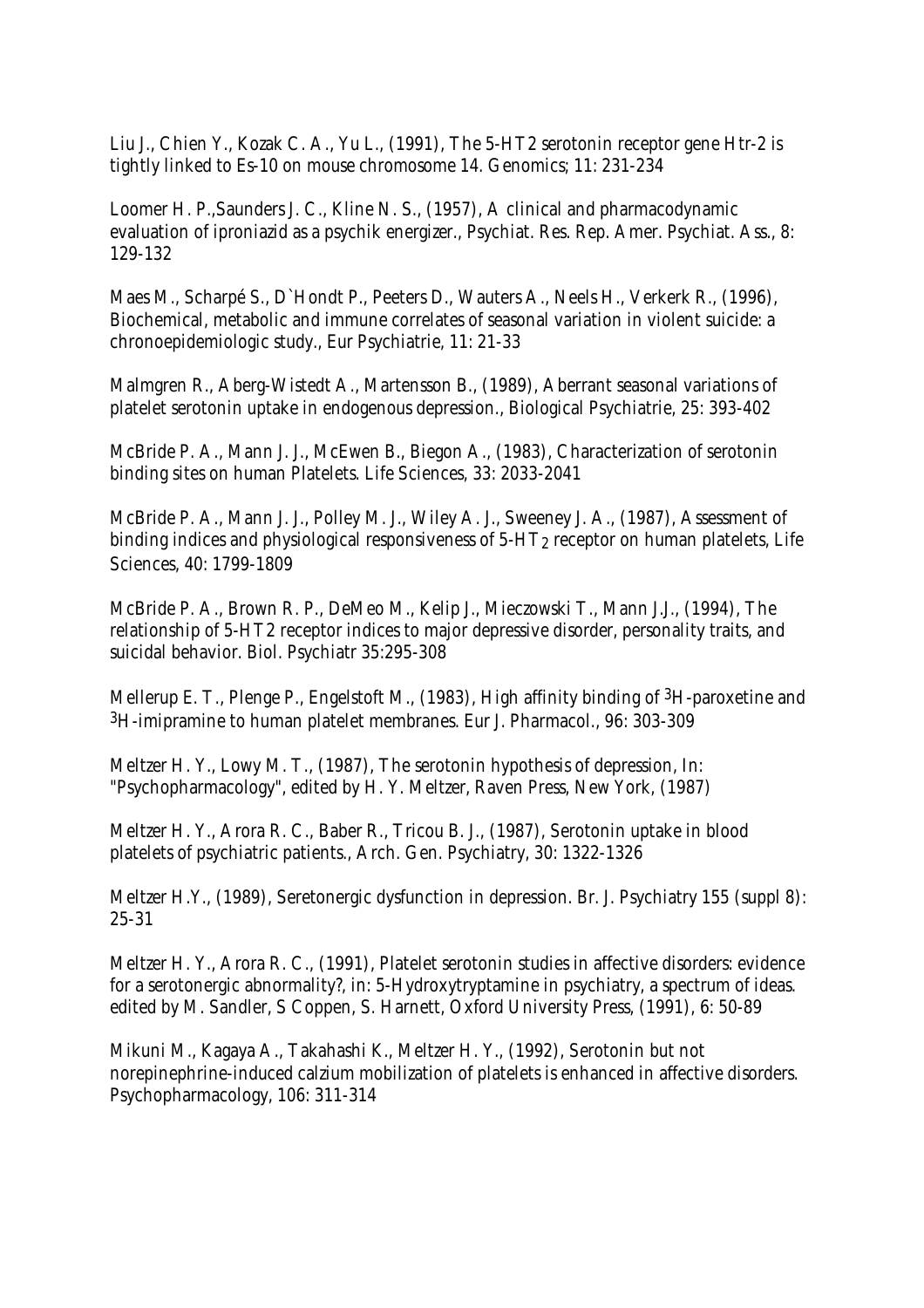Liu J., Chien Y., Kozak C. A., Yu L., (1991), The 5-HT2 serotonin receptor gene Htr-2 is tightly linked to Es-10 on mouse chromosome 14. Genomics; 11: 231-234

Loomer H. P.,Saunders J. C., Kline N. S., (1957), A clinical and pharmacodynamic evaluation of iproniazid as a psychik energizer., Psychiat. Res. Rep. Amer. Psychiat. Ass., 8: 129-132

Maes M., Scharpé S., D`Hondt P., Peeters D., Wauters A., Neels H., Verkerk R., (1996), Biochemical, metabolic and immune correlates of seasonal variation in violent suicide: a chronoepidemiologic study., Eur Psychiatrie, 11: 21-33

Malmgren R., Aberg-Wistedt A., Martensson B., (1989), Aberrant seasonal variations of platelet serotonin uptake in endogenous depression., Biological Psychiatrie, 25: 393-402

McBride P. A., Mann J. J., McEwen B., Biegon A., (1983), Characterization of serotonin binding sites on human Platelets. Life Sciences, 33: 2033-2041

McBride P. A., Mann J. J., Polley M. J., Wiley A. J., Sweeney J. A., (1987), Assessment of binding indices and physiological responsiveness of 5-$HT_2$ receptor on human platelets, Life Sciences, 40: 1799-1809

McBride P. A., Brown R. P., DeMeo M., Kelip J., Mieczowski T., Mann J.J., (1994), The relationship of 5-HT2 receptor indices to major depressive disorder, personality traits, and suicidal behavior. Biol. Psychiatr 35:295-308

Mellerup E. T., Plenge P., Engelstoft M., (1983), High affinity binding of $^3$H-paroxetine and $^3$H-imipramine to human platelet membranes. Eur J. Pharmacol., 96: 303-309

Meltzer H. Y., Lowy M. T., (1987), The serotonin hypothesis of depression, In: "Psychopharmacology", edited by H. Y. Meltzer, Raven Press, New York, (1987)

Meltzer H. Y., Arora R. C., Baber R., Tricou B. J., (1987), Serotonin uptake in blood platelets of psychiatric patients., Arch. Gen. Psychiatry, 30: 1322-1326

Meltzer H.Y., (1989), Seretonergic dysfunction in depression. Br. J. Psychiatry 155 (suppl 8): 25-31

Meltzer H. Y., Arora R. C., (1991), Platelet serotonin studies in affective disorders: evidence for a serotonergic abnormality?, in: 5-Hydroxytryptamine in psychiatry, a spectrum of ideas. edited by M. Sandler, S Coppen, S. Harnett, Oxford University Press, (1991), 6: 50-89

Mikuni M., Kagaya A., Takahashi K., Meltzer H. Y., (1992), Serotonin but not norepinephrine-induced calzium mobilization of platelets is enhanced in affective disorders. Psychopharmacology, 106: 311-314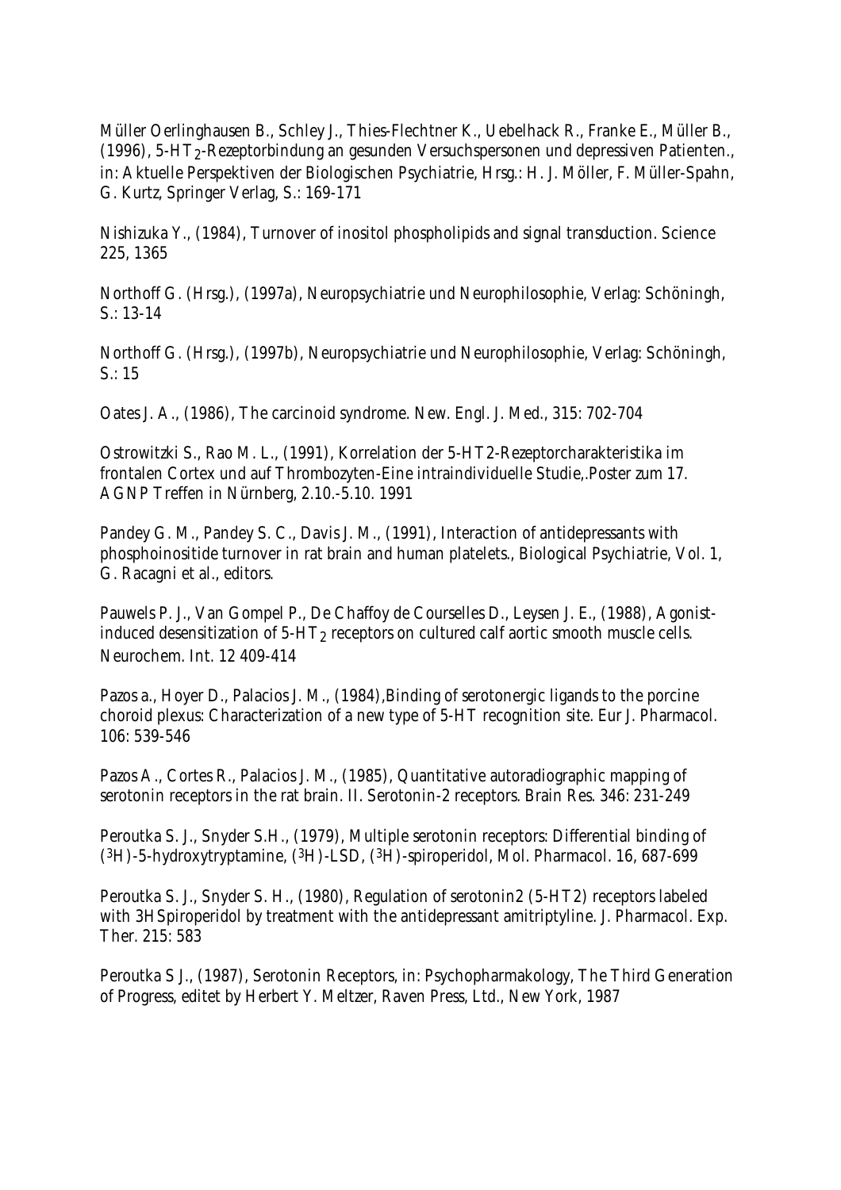Müller Oerlinghausen B., Schley J., Thies-Flechtner K., Uebelhack R., Franke E., Müller B., (1996), 5-$HT_2$-Rezeptorbindung an gesunden Versuchspersonen und depressiven Patienten., in: Aktuelle Perspektiven der Biologischen Psychiatrie, Hrsg.: H. J. Möller, F. Müller-Spahn, G. Kurtz, Springer Verlag, S.: 169-171

Nishizuka Y., (1984), Turnover of inositol phospholipids and signal transduction. Science 225, 1365

Northoff G. (Hrsg.), (1997a), Neuropsychiatrie und Neurophilosophie, Verlag: Schöningh, S.: 13-14

Northoff G. (Hrsg.), (1997b), Neuropsychiatrie und Neurophilosophie, Verlag: Schöningh, S.: 15

Oates J. A., (1986), The carcinoid syndrome. New. Engl. J. Med., 315: 702-704

Ostrowitzki S., Rao M. L., (1991), Korrelation der 5-HT2-Rezeptorcharakteristika im frontalen Cortex und auf Thrombozyten-Eine intraindividuelle Studie,.Poster zum 17. AGNP Treffen in Nürnberg, 2.10.-5.10. 1991

Pandey G. M., Pandey S. C., Davis J. M., (1991), Interaction of antidepressants with phosphoinositide turnover in rat brain and human platelets., Biological Psychiatrie, Vol. 1, G. Racagni et al., editors.

Pauwels P. J., Van Gompel P., De Chaffoy de Courselles D., Leysen J. E., (1988), Agonist-induced desensitization of 5-$HT_2$ receptors on cultured calf aortic smooth muscle cells. Neurochem. Int. 12 409-414

Pazos a., Hoyer D., Palacios J. M., (1984),Binding of serotonergic ligands to the porcine choroid plexus: Characterization of a new type of 5-HT recognition site. Eur J. Pharmacol. 106: 539-546

Pazos A., Cortes R., Palacios J. M., (1985), Quantitative autoradiographic mapping of serotonin receptors in the rat brain. II. Serotonin-2 receptors. Brain Res. 346: 231-249

Peroutka S. J., Snyder S.H., (1979), Multiple serotonin receptors: Differential binding of ($^3$H)-5-hydroxytryptamine, ($^3$H)-LSD, ($^3$H)-spiroperidol, Mol. Pharmacol. 16, 687-699

Peroutka S. J., Snyder S. H., (1980), Regulation of serotonin2 (5-HT2) receptors labeled with 3HSpiroperidol by treatment with the antidepressant amitriptyline. J. Pharmacol. Exp. Ther. 215: 583

Peroutka S J., (1987), Serotonin Receptors, in: Psychopharmakology, The Third Generation of Progress, editet by Herbert Y. Meltzer, Raven Press, Ltd., New York, 1987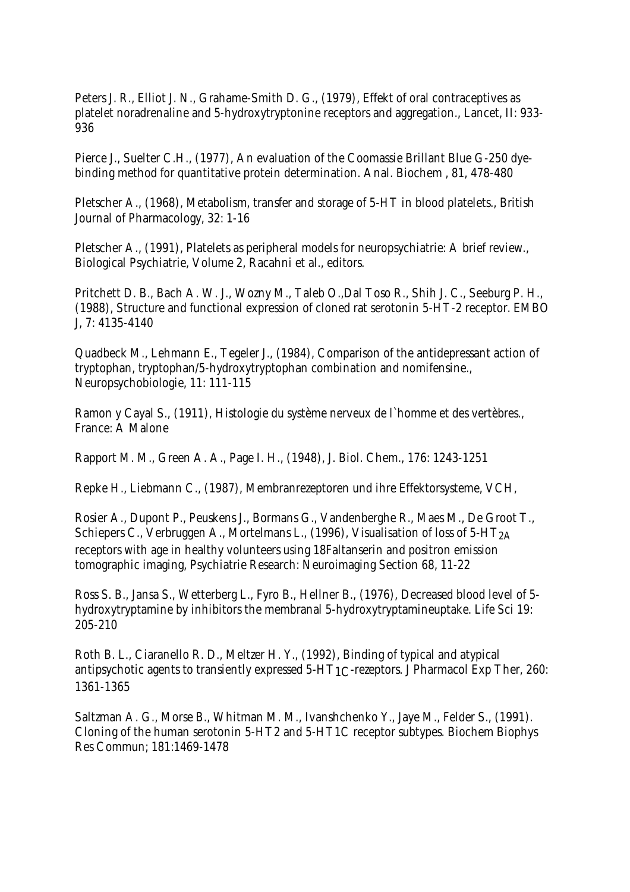Peters J. R., Elliot J. N., Grahame-Smith D. G., (1979), Effekt of oral contraceptives as platelet noradrenaline and 5-hydroxytryptonine receptors and aggregation., Lancet, II: 933-936

Pierce J., Suelter C.H., (1977), An evaluation of the Coomassie Brillant Blue G-250 dye-binding method for quantitative protein determination. Anal. Biochem , 81, 478-480

Pletscher A., (1968), Metabolism, transfer and storage of 5-HT in blood platelets., British Journal of Pharmacology, 32: 1-16

Pletscher A., (1991), Platelets as peripheral models for neuropsychiatrie: A brief review., Biological Psychiatrie, Volume 2, Racahni et al., editors.

Pritchett D. B., Bach A. W. J., Wozny M., Taleb O.,Dal Toso R., Shih J. C., Seeburg P. H., (1988), Structure and functional expression of cloned rat serotonin 5-HT-2 receptor. EMBO J, 7: 4135-4140

Quadbeck M., Lehmann E., Tegeler J., (1984), Comparison of the antidepressant action of tryptophan, tryptophan/5-hydroxytryptophan combination and nomifensine., Neuropsychobiologie, 11: 111-115

Ramon y Cayal S., (1911), Histologie du système nerveux de l`homme et des vertèbres., France: A Malone

Rapport M. M., Green A. A., Page I. H., (1948), J. Biol. Chem., 176: 1243-1251

Repke H., Liebmann C., (1987), Membranrezeptoren und ihre Effektorsysteme, VCH,

Rosier A., Dupont P., Peuskens J., Bormans G., Vandenberghe R., Maes M., De Groot T., Schiepers C., Verbruggen A., Mortelmans L., (1996), Visualisation of loss of 5-$HT_{2A}$ receptors with age in healthy volunteers using 18Faltanserin and positron emission tomographic imaging, Psychiatrie Research: Neuroimaging Section 68, 11-22

Ross S. B., Jansa S., Wetterberg L., Fyro B., Hellner B., (1976), Decreased blood level of 5-hydroxytryptamine by inhibitors the membranal 5-hydroxytryptamineuptake. Life Sci 19: 205-210

Roth B. L., Ciaranello R. D., Meltzer H. Y., (1992), Binding of typical and atypical antipsychotic agents to transiently expressed 5-$HT_{1C}$-rezeptors. J Pharmacol Exp Ther, 260: 1361-1365

Saltzman A. G., Morse B., Whitman M. M., Ivanshchenko Y., Jaye M., Felder S., (1991). Cloning of the human serotonin 5-HT2 and 5-HT1C receptor subtypes. Biochem Biophys Res Commun; 181:1469-1478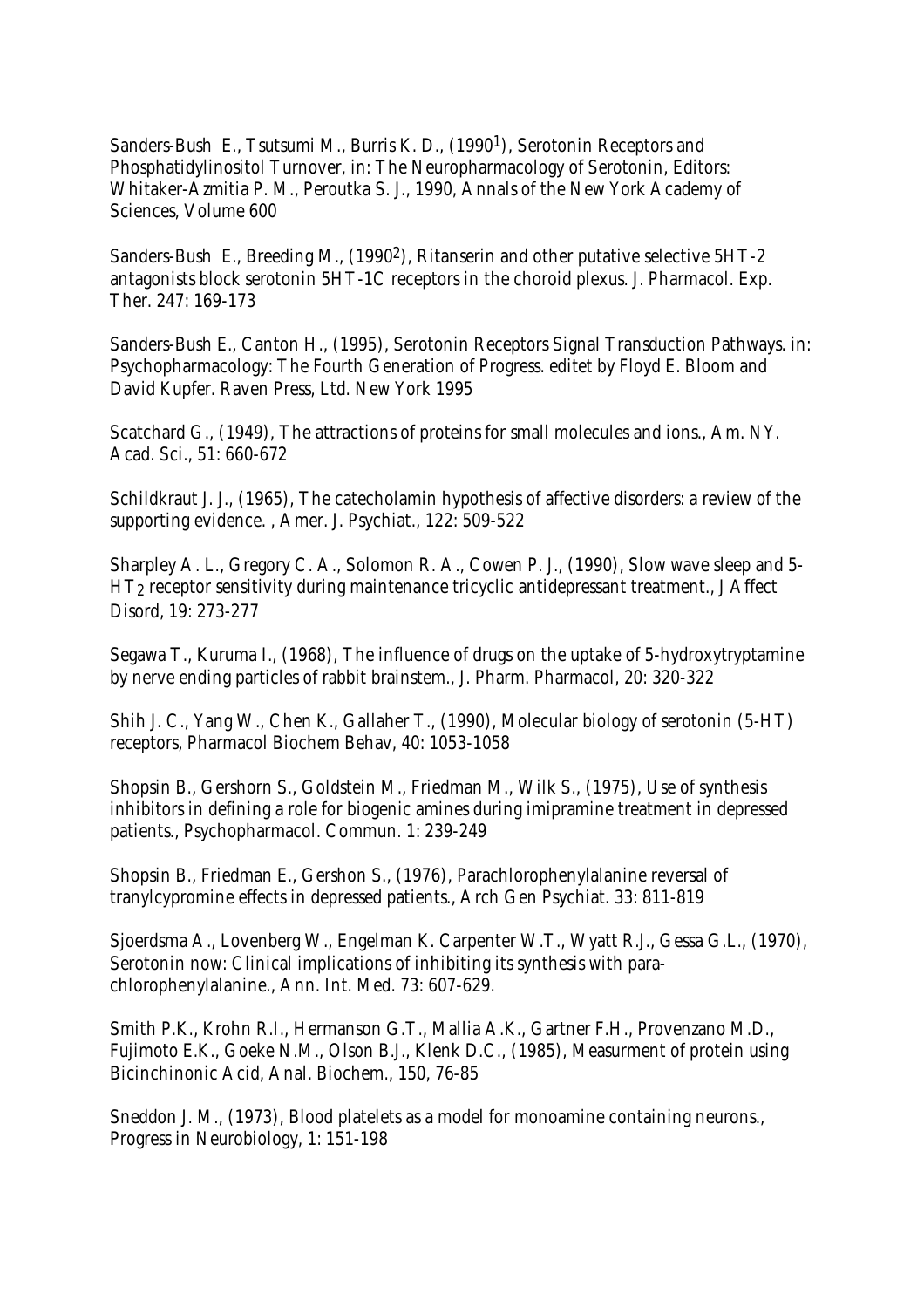Sanders-Bush E., Tsutsumi M., Burris K. D., (1990[1]), Serotonin Receptors and Phosphatidylinositol Turnover, in: The Neuropharmacology of Serotonin, Editors: Whitaker-Azmitia P. M., Peroutka S. J., 1990, Annals of the New York Academy of Sciences, Volume 600

Sanders-Bush E., Breeding M., (1990[2]), Ritanserin and other putative selective 5HT-2 antagonists block serotonin 5HT-1C receptors in the choroid plexus. J. Pharmacol. Exp. Ther. 247: 169-173

Sanders-Bush E., Canton H., (1995), Serotonin Receptors Signal Transduction Pathways. in: Psychopharmacology: The Fourth Generation of Progress. editet by Floyd E. Bloom and David Kupfer. Raven Press, Ltd. New York 1995

Scatchard G., (1949), The attractions of proteins for small molecules and ions., Am. NY. Acad. Sci., 51: 660-672

Schildkraut J. J., (1965), The catecholamin hypothesis of affective disorders: a review of the supporting evidence. , Amer. J. Psychiat., 122: 509-522

Sharpley A. L., Gregory C. A., Solomon R. A., Cowen P. J., (1990), Slow wave sleep and 5-$HT_2$ receptor sensitivity during maintenance tricyclic antidepressant treatment., J Affect Disord, 19: 273-277

Segawa T., Kuruma I., (1968), The influence of drugs on the uptake of 5-hydroxytryptamine by nerve ending particles of rabbit brainstem., J. Pharm. Pharmacol, 20: 320-322

Shih J. C., Yang W., Chen K., Gallaher T., (1990), Molecular biology of serotonin (5-HT) receptors, Pharmacol Biochem Behav, 40: 1053-1058

Shopsin B., Gershorn S., Goldstein M., Friedman M., Wilk S., (1975), Use of synthesis inhibitors in defining a role for biogenic amines during imipramine treatment in depressed patients., Psychopharmacol. Commun. 1: 239-249

Shopsin B., Friedman E., Gershon S., (1976), Parachlorophenylalanine reversal of tranylcypromine effects in depressed patients., Arch Gen Psychiat. 33: 811-819

Sjoerdsma A., Lovenberg W., Engelman K. Carpenter W.T., Wyatt R.J., Gessa G.L., (1970), Serotonin now: Clinical implications of inhibiting its synthesis with para-chlorophenylalanine., Ann. Int. Med. 73: 607-629.

Smith P.K., Krohn R.I., Hermanson G.T., Mallia A.K., Gartner F.H., Provenzano M.D., Fujimoto E.K., Goeke N.M., Olson B.J., Klenk D.C., (1985), Measurment of protein using Bicinchinonic Acid, Anal. Biochem., 150, 76-85

Sneddon J. M., (1973), Blood platelets as a model for monoamine containing neurons., Progress in Neurobiology, 1: 151-198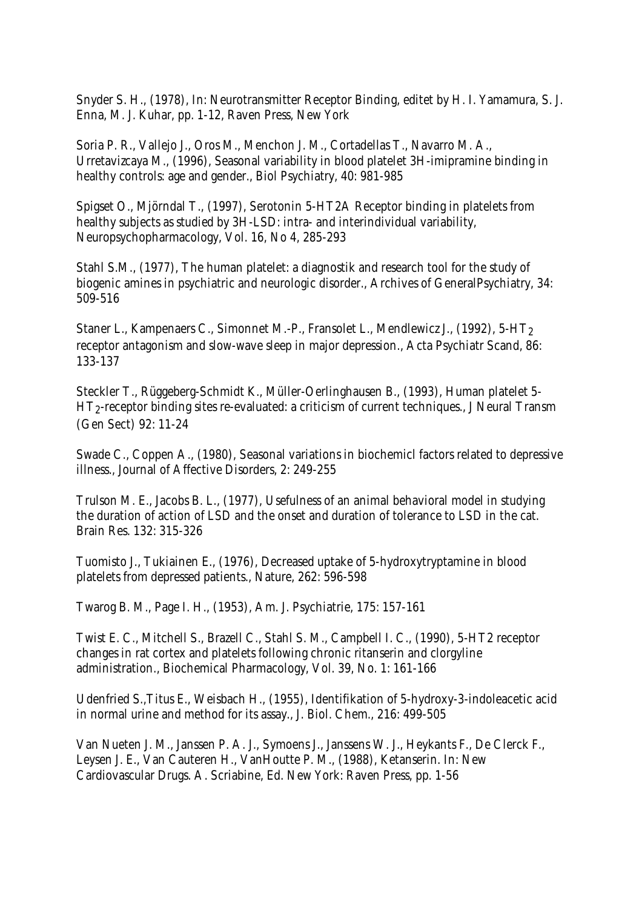Snyder S. H., (1978), In: Neurotransmitter Receptor Binding, editet by H. I. Yamamura, S. J. Enna, M. J. Kuhar, pp. 1-12, Raven Press, New York

Soria P. R., Vallejo J., Oros M., Menchon J. M., Cortadellas T., Navarro M. A., Urretavizcaya M., (1996), Seasonal variability in blood platelet 3H-imipramine binding in healthy controls: age and gender., Biol Psychiatry, 40: 981-985

Spigset O., Mjörndal T., (1997), Serotonin 5-HT2A Receptor binding in platelets from healthy subjects as studied by 3H-LSD: intra- and interindividual variability, Neuropsychopharmacology, Vol. 16, No 4, 285-293

Stahl S.M., (1977), The human platelet: a diagnostik and research tool for the study of biogenic amines in psychiatric and neurologic disorder., Archives of GeneralPsychiatry, 34: 509-516

Staner L., Kampenaers C., Simonnet M.-P., Fransolet L., Mendlewicz J., (1992), 5-$HT_2$ receptor antagonism and slow-wave sleep in major depression., Acta Psychiatr Scand, 86: 133-137

Steckler T., Rüggeberg-Schmidt K., Müller-Oerlinghausen B., (1993), Human platelet 5-$HT_2$-receptor binding sites re-evaluated: a criticism of current techniques., J Neural Transm (Gen Sect) 92: 11-24

Swade C., Coppen A., (1980), Seasonal variations in biochemicl factors related to depressive illness., Journal of Affective Disorders, 2: 249-255

Trulson M. E., Jacobs B. L., (1977), Usefulness of an animal behavioral model in studying the duration of action of LSD and the onset and duration of tolerance to LSD in the cat. Brain Res. 132: 315-326

Tuomisto J., Tukiainen E., (1976), Decreased uptake of 5-hydroxytryptamine in blood platelets from depressed patients., Nature, 262: 596-598

Twarog B. M., Page I. H., (1953), Am. J. Psychiatrie, 175: 157-161

Twist E. C., Mitchell S., Brazell C., Stahl S. M., Campbell I. C., (1990), 5-HT2 receptor changes in rat cortex and platelets following chronic ritanserin and clorgyline administration., Biochemical Pharmacology, Vol. 39, No. 1: 161-166

Udenfried S.,Titus E., Weisbach H., (1955), Identifikation of 5-hydroxy-3-indoleacetic acid in normal urine and method for its assay., J. Biol. Chem., 216: 499-505

Van Nueten J. M., Janssen P. A. J., Symoens J., Janssens W. J., Heykants F., De Clerck F., Leysen J. E., Van Cauteren H., VanHoutte P. M., (1988), Ketanserin. In: New Cardiovascular Drugs. A. Scriabine, Ed. New York: Raven Press, pp. 1-56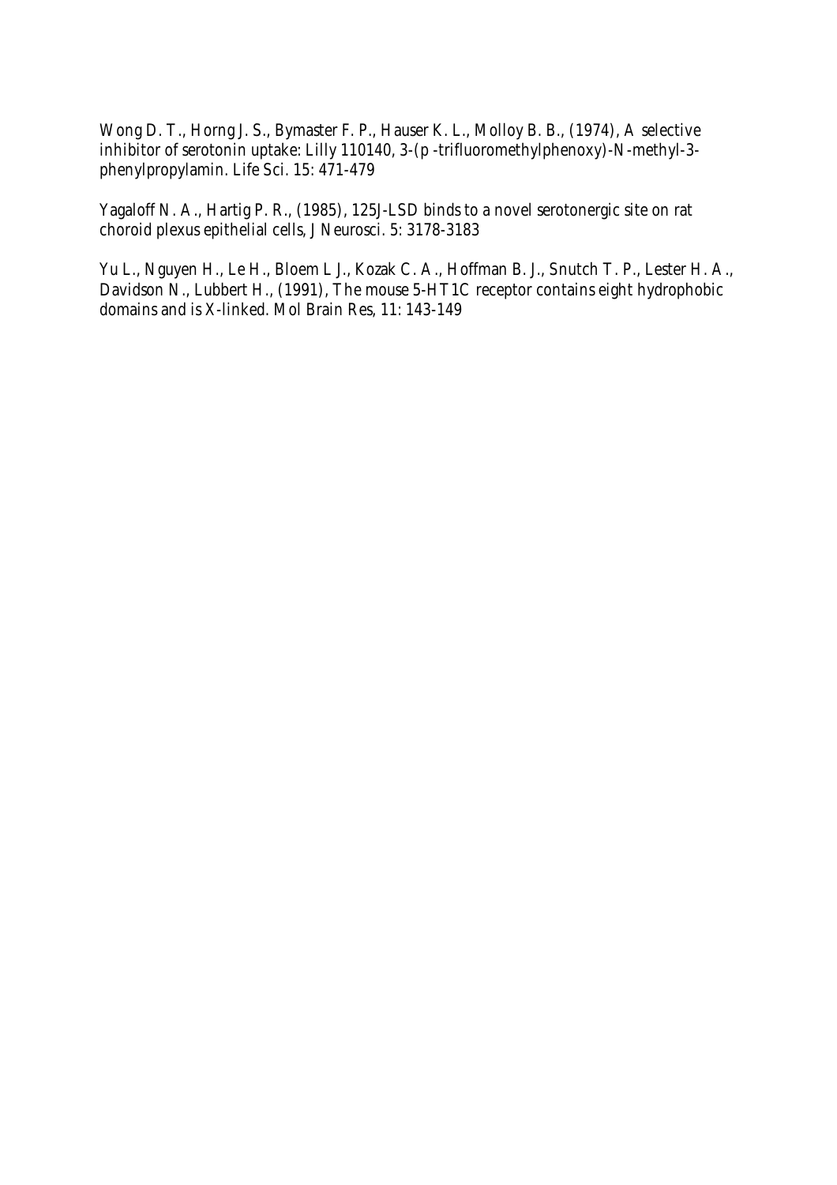Wong D. T., Horng J. S., Bymaster F. P., Hauser K. L., Molloy B. B., (1974), A selective inhibitor of serotonin uptake: Lilly 110140, 3-(p -trifluoromethylphenoxy)-N-methyl-3-phenylpropylamin. Life Sci. 15: 471-479

Yagaloff N. A., Hartig P. R., (1985), 125J-LSD binds to a novel serotonergic site on rat choroid plexus epithelial cells, J Neurosci. 5: 3178-3183

Yu L., Nguyen H., Le H., Bloem L J., Kozak C. A., Hoffman B. J., Snutch T. P., Lester H. A., Davidson N., Lubbert H., (1991), The mouse 5-HT1C receptor contains eight hydrophobic domains and is X-linked. Mol Brain Res, 11: 143-149